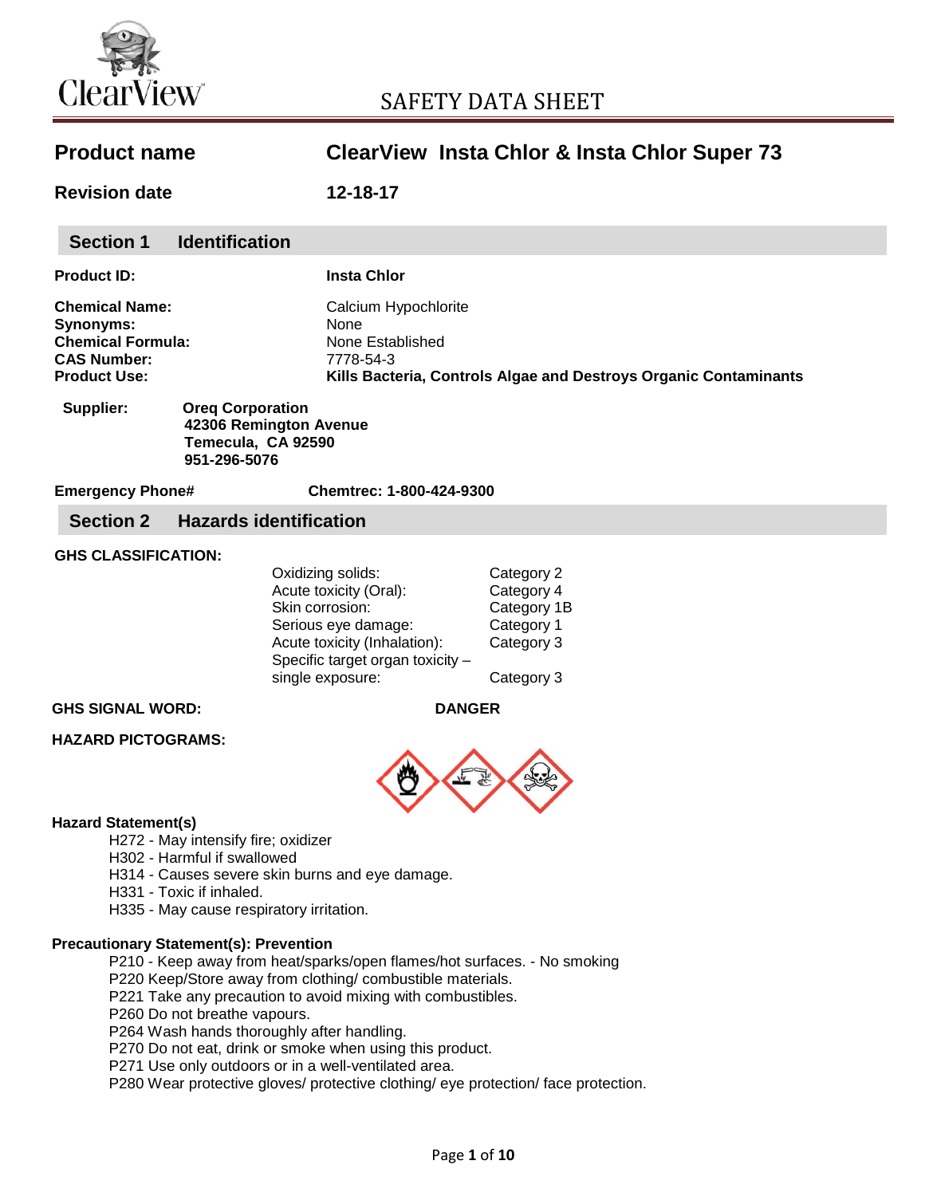ClearView

# SAFETY DATA SHEET

| | |
|---|---|
| **Product name** | **ClearView Insta Chlor & Insta Chlor Super 73** |
| **Revision date** | **12-18-17** |

## Section 1 Identification

**Product ID:** **Insta Chlor**

**Chemical Name:** Calcium Hypochlorite
**Synonyms:** None
**Chemical Formula:** None Established
**CAS Number:** 7778-54-3
**Product Use:** **Kills Bacteria, Controls Algae and Destroys Organic Contaminants**

**Supplier:** **Oreq Corporation**
**42306 Remington Avenue**
**Temecula, CA 92590**
**951-296-5076**

**Emergency Phone#** **Chemtrec: 1-800-424-9300**

## Section 2 Hazards identification

**GHS CLASSIFICATION:**

| | |
|---|---|
| Oxidizing solids: | Category 2 |
| Acute toxicity (Oral): | Category 4 |
| Skin corrosion: | Category 1B |
| Serious eye damage: | Category 1 |
| Acute toxicity (Inhalation): | Category 3 |
| Specific target organ toxicity – single exposure: | Category 3 |

**GHS SIGNAL WORD:** **DANGER**

**HAZARD PICTOGRAMS:**

**Hazard Statement(s)**

- H272 - May intensify fire; oxidizer
- H302 - Harmful if swallowed
- H314 - Causes severe skin burns and eye damage.
- H331 - Toxic if inhaled.
- H335 - May cause respiratory irritation.

**Precautionary Statement(s): Prevention**

- P210 - Keep away from heat/sparks/open flames/hot surfaces. - No smoking
- P220 Keep/Store away from clothing/ combustible materials.
- P221 Take any precaution to avoid mixing with combustibles.
- P260 Do not breathe vapours.
- P264 Wash hands thoroughly after handling.
- P270 Do not eat, drink or smoke when using this product.
- P271 Use only outdoors or in a well-ventilated area.
- P280 Wear protective gloves/ protective clothing/ eye protection/ face protection.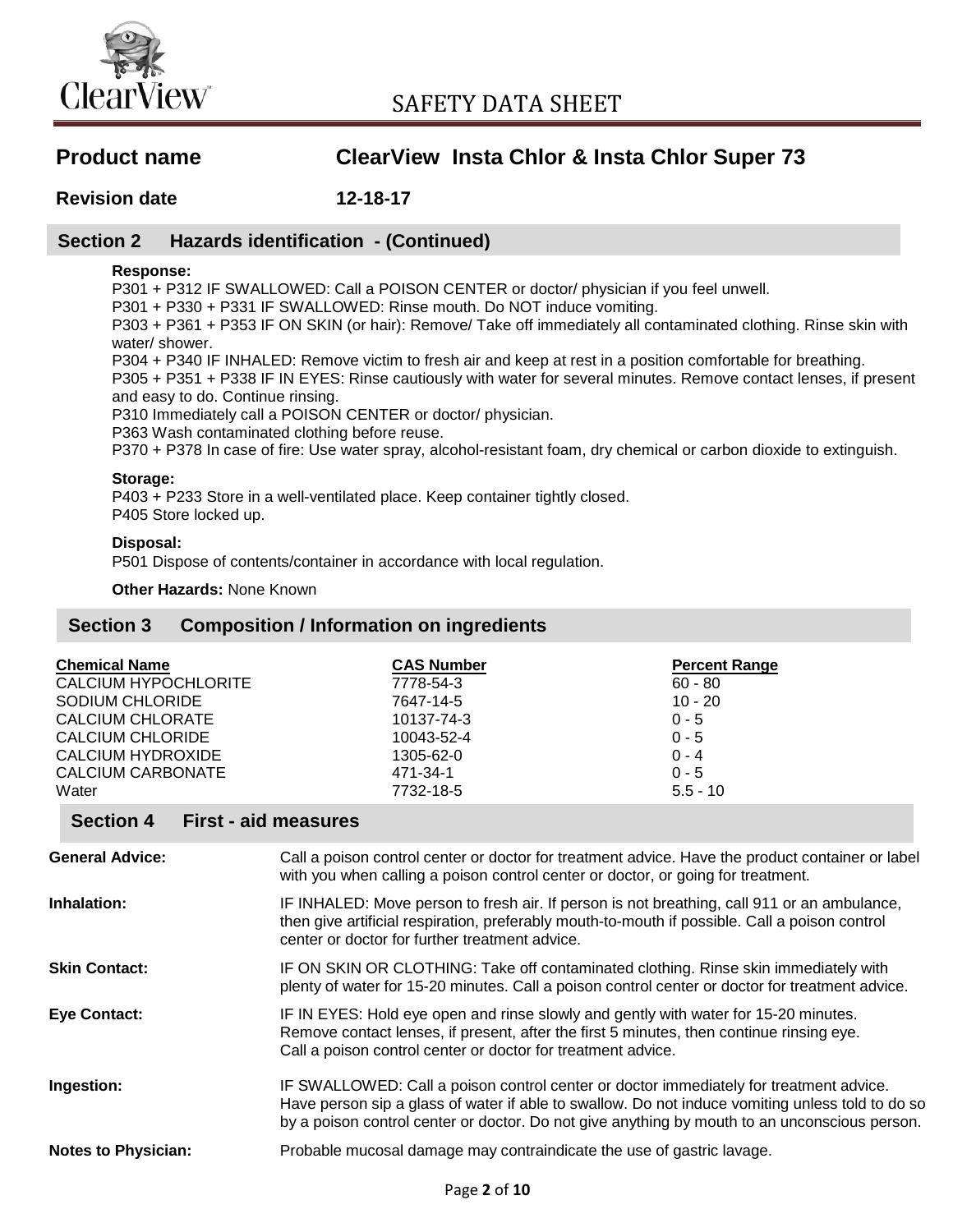# SAFETY DATA SHEET

**Product name** **ClearView Insta Chlor & Insta Chlor Super 73**

**Revision date** **12-18-17**

## Section 2 Hazards identification - (Continued)

**Response:**

P301 + P312 IF SWALLOWED: Call a POISON CENTER or doctor/ physician if you feel unwell.
P301 + P330 + P331 IF SWALLOWED: Rinse mouth. Do NOT induce vomiting.
P303 + P361 + P353 IF ON SKIN (or hair): Remove/ Take off immediately all contaminated clothing. Rinse skin with water/ shower.
P304 + P340 IF INHALED: Remove victim to fresh air and keep at rest in a position comfortable for breathing.
P305 + P351 + P338 IF IN EYES: Rinse cautiously with water for several minutes. Remove contact lenses, if present and easy to do. Continue rinsing.
P310 Immediately call a POISON CENTER or doctor/ physician.
P363 Wash contaminated clothing before reuse.
P370 + P378 In case of fire: Use water spray, alcohol-resistant foam, dry chemical or carbon dioxide to extinguish.

**Storage:**

P403 + P233 Store in a well-ventilated place. Keep container tightly closed.
P405 Store locked up.

**Disposal:**

P501 Dispose of contents/container in accordance with local regulation.

**Other Hazards:** None Known

## Section 3 Composition / Information on ingredients

| Chemical Name | CAS Number | Percent Range |
|---|---|---|
| CALCIUM HYPOCHLORITE | 7778-54-3 | 60 - 80 |
| SODIUM CHLORIDE | 7647-14-5 | 10 - 20 |
| CALCIUM CHLORATE | 10137-74-3 | 0 - 5 |
| CALCIUM CHLORIDE | 10043-52-4 | 0 - 5 |
| CALCIUM HYDROXIDE | 1305-62-0 | 0 - 4 |
| CALCIUM CARBONATE | 471-34-1 | 0 - 5 |
| Water | 7732-18-5 | 5.5 - 10 |

## Section 4 First - aid measures

**General Advice:** Call a poison control center or doctor for treatment advice. Have the product container or label with you when calling a poison control center or doctor, or going for treatment.

**Inhalation:** IF INHALED: Move person to fresh air. If person is not breathing, call 911 or an ambulance, then give artificial respiration, preferably mouth-to-mouth if possible. Call a poison control center or doctor for further treatment advice.

**Skin Contact:** IF ON SKIN OR CLOTHING: Take off contaminated clothing. Rinse skin immediately with plenty of water for 15-20 minutes. Call a poison control center or doctor for treatment advice.

**Eye Contact:** IF IN EYES: Hold eye open and rinse slowly and gently with water for 15-20 minutes. Remove contact lenses, if present, after the first 5 minutes, then continue rinsing eye. Call a poison control center or doctor for treatment advice.

**Ingestion:** IF SWALLOWED: Call a poison control center or doctor immediately for treatment advice. Have person sip a glass of water if able to swallow. Do not induce vomiting unless told to do so by a poison control center or doctor. Do not give anything by mouth to an unconscious person.

**Notes to Physician:** Probable mucosal damage may contraindicate the use of gastric lavage.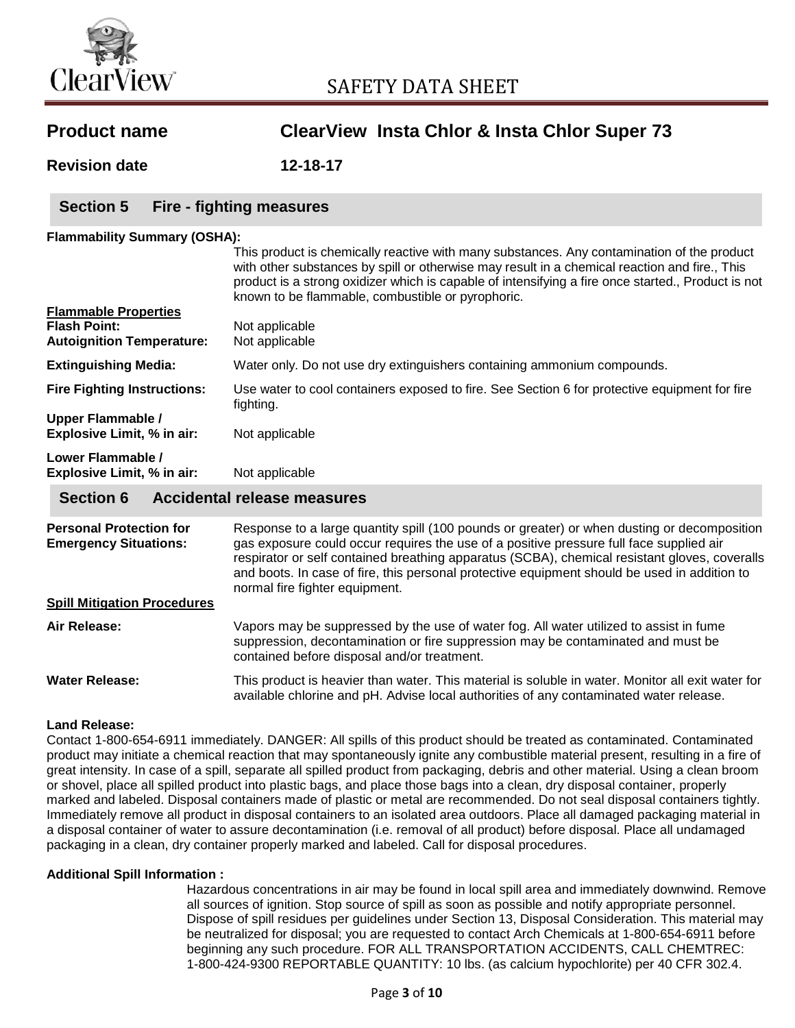# SAFETY DATA SHEET

**Product name** ClearView Insta Chlor & Insta Chlor Super 73

**Revision date** 12-18-17

## Section 5 Fire - fighting measures

**Flammability Summary (OSHA):**

This product is chemically reactive with many substances. Any contamination of the product with other substances by spill or otherwise may result in a chemical reaction and fire., This product is a strong oxidizer which is capable of intensifying a fire once started., Product is not known to be flammable, combustible or pyrophoric.

**Flammable Properties**

**Flash Point:** Not applicable

**Autoignition Temperature:** Not applicable

**Extinguishing Media:** Water only. Do not use dry extinguishers containing ammonium compounds.

**Fire Fighting Instructions:** Use water to cool containers exposed to fire. See Section 6 for protective equipment for fire fighting.

**Upper Flammable / Explosive Limit, % in air:** Not applicable

**Lower Flammable / Explosive Limit, % in air:** Not applicable

## Section 6 Accidental release measures

**Personal Protection for Emergency Situations:** Response to a large quantity spill (100 pounds or greater) or when dusting or decomposition gas exposure could occur requires the use of a positive pressure full face supplied air respirator or self contained breathing apparatus (SCBA), chemical resistant gloves, coveralls and boots. In case of fire, this personal protective equipment should be used in addition to normal fire fighter equipment.

**Spill Mitigation Procedures**

**Air Release:** Vapors may be suppressed by the use of water fog. All water utilized to assist in fume suppression, decontamination or fire suppression may be contaminated and must be contained before disposal and/or treatment.

**Water Release:** This product is heavier than water. This material is soluble in water. Monitor all exit water for available chlorine and pH. Advise local authorities of any contaminated water release.

**Land Release:**

Contact 1-800-654-6911 immediately. DANGER: All spills of this product should be treated as contaminated. Contaminated product may initiate a chemical reaction that may spontaneously ignite any combustible material present, resulting in a fire of great intensity. In case of a spill, separate all spilled product from packaging, debris and other material. Using a clean broom or shovel, place all spilled product into plastic bags, and place those bags into a clean, dry disposal container, properly marked and labeled. Disposal containers made of plastic or metal are recommended. Do not seal disposal containers tightly. Immediately remove all product in disposal containers to an isolated area outdoors. Place all damaged packaging material in a disposal container of water to assure decontamination (i.e. removal of all product) before disposal. Place all undamaged packaging in a clean, dry container properly marked and labeled. Call for disposal procedures.

**Additional Spill Information :**

Hazardous concentrations in air may be found in local spill area and immediately downwind. Remove all sources of ignition. Stop source of spill as soon as possible and notify appropriate personnel. Dispose of spill residues per guidelines under Section 13, Disposal Consideration. This material may be neutralized for disposal; you are requested to contact Arch Chemicals at 1-800-654-6911 before beginning any such procedure. FOR ALL TRANSPORTATION ACCIDENTS, CALL CHEMTREC: 1-800-424-9300 REPORTABLE QUANTITY: 10 lbs. (as calcium hypochlorite) per 40 CFR 302.4.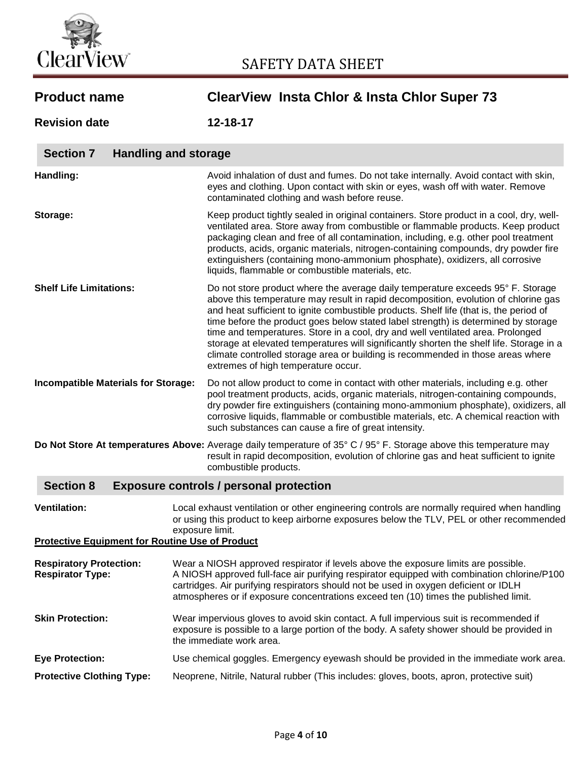# SAFETY DATA SHEET

**Product name** **ClearView Insta Chlor & Insta Chlor Super 73**

**Revision date** **12-18-17**

## Section 7 Handling and storage

**Handling:** Avoid inhalation of dust and fumes. Do not take internally. Avoid contact with skin, eyes and clothing. Upon contact with skin or eyes, wash off with water. Remove contaminated clothing and wash before reuse.

**Storage:** Keep product tightly sealed in original containers. Store product in a cool, dry, well-ventilated area. Store away from combustible or flammable products. Keep product packaging clean and free of all contamination, including, e.g. other pool treatment products, acids, organic materials, nitrogen-containing compounds, dry powder fire extinguishers (containing mono-ammonium phosphate), oxidizers, all corrosive liquids, flammable or combustible materials, etc.

**Shelf Life Limitations:** Do not store product where the average daily temperature exceeds 95° F. Storage above this temperature may result in rapid decomposition, evolution of chlorine gas and heat sufficient to ignite combustible products. Shelf life (that is, the period of time before the product goes below stated label strength) is determined by storage time and temperatures. Store in a cool, dry and well ventilated area. Prolonged storage at elevated temperatures will significantly shorten the shelf life. Storage in a climate controlled storage area or building is recommended in those areas where extremes of high temperature occur.

**Incompatible Materials for Storage:** Do not allow product to come in contact with other materials, including e.g. other pool treatment products, acids, organic materials, nitrogen-containing compounds, dry powder fire extinguishers (containing mono-ammonium phosphate), oxidizers, all corrosive liquids, flammable or combustible materials, etc. A chemical reaction with such substances can cause a fire of great intensity.

**Do Not Store At temperatures Above:** Average daily temperature of 35° C / 95° F. Storage above this temperature may result in rapid decomposition, evolution of chlorine gas and heat sufficient to ignite combustible products.

## Section 8 Exposure controls / personal protection

**Ventilation:** Local exhaust ventilation or other engineering controls are normally required when handling or using this product to keep airborne exposures below the TLV, PEL or other recommended exposure limit.

**Protective Equipment for Routine Use of Product**

**Respiratory Protection:** Wear a NIOSH approved respirator if levels above the exposure limits are possible.
**Respirator Type:** A NIOSH approved full-face air purifying respirator equipped with combination chlorine/P100 cartridges. Air purifying respirators should not be used in oxygen deficient or IDLH atmospheres or if exposure concentrations exceed ten (10) times the published limit.

**Skin Protection:** Wear impervious gloves to avoid skin contact. A full impervious suit is recommended if exposure is possible to a large portion of the body. A safety shower should be provided in the immediate work area.

**Eye Protection:** Use chemical goggles. Emergency eyewash should be provided in the immediate work area.

**Protective Clothing Type:** Neoprene, Nitrile, Natural rubber (This includes: gloves, boots, apron, protective suit)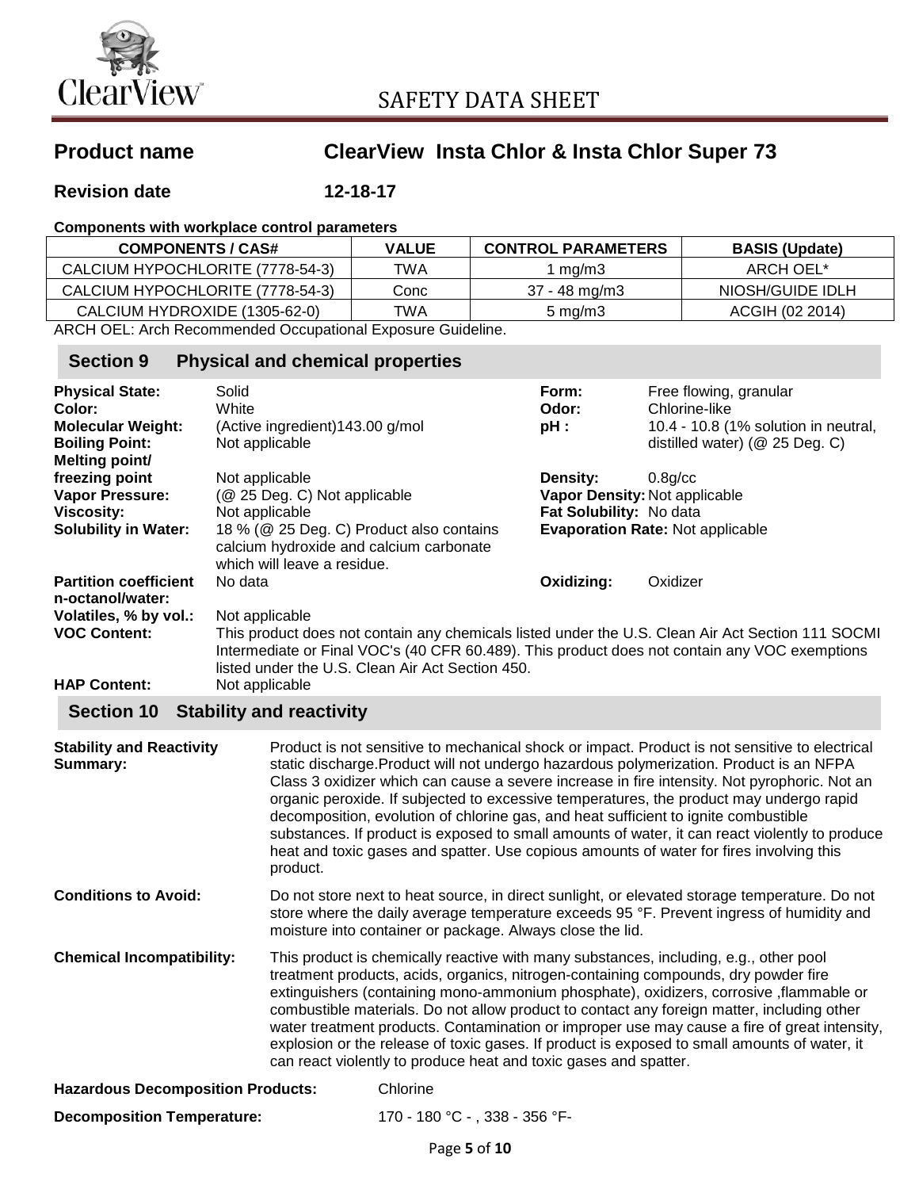# SAFETY DATA SHEET

## Product name ClearView Insta Chlor & Insta Chlor Super 73

**Revision date** **12-18-17**

**Components with workplace control parameters**

| COMPONENTS / CAS# | VALUE | CONTROL PARAMETERS | BASIS (Update) |
|---|---|---|---|
| CALCIUM HYPOCHLORITE (7778-54-3) | TWA | 1 mg/m3 | ARCH OEL* |
| CALCIUM HYPOCHLORITE (7778-54-3) | Conc | 37 - 48 mg/m3 | NIOSH/GUIDE IDLH |
| CALCIUM HYDROXIDE (1305-62-0) | TWA | 5 mg/m3 | ACGIH (02 2014) |

ARCH OEL: Arch Recommended Occupational Exposure Guideline.

## Section 9 Physical and chemical properties

**Physical State:** Solid

**Color:** White

**Molecular Weight:** (Active ingredient)143.00 g/mol

**Boiling Point:** Not applicable

**Melting point/ freezing point** Not applicable

**Vapor Pressure:** (@ 25 Deg. C) Not applicable

**Viscosity:** Not applicable

**Solubility in Water:** 18 % (@ 25 Deg. C) Product also contains calcium hydroxide and calcium carbonate which will leave a residue.

**Partition coefficient n-octanol/water:** No data

**Form:** Free flowing, granular

**Odor:** Chlorine-like

**pH :** 10.4 - 10.8 (1% solution in neutral, distilled water) (@ 25 Deg. C)

**Density:** 0.8g/cc

**Vapor Density:** Not applicable

**Fat Solubility:** No data

**Evaporation Rate:** Not applicable

**Oxidizing:** Oxidizer

**Volatiles, % by vol.:** Not applicable

**VOC Content:** This product does not contain any chemicals listed under the U.S. Clean Air Act Section 111 SOCMI Intermediate or Final VOC's (40 CFR 60.489). This product does not contain any VOC exemptions listed under the U.S. Clean Air Act Section 450.

**HAP Content:** Not applicable

## Section 10 Stability and reactivity

**Stability and Reactivity Summary:** Product is not sensitive to mechanical shock or impact. Product is not sensitive to electrical static discharge.Product will not undergo hazardous polymerization. Product is an NFPA Class 3 oxidizer which can cause a severe increase in fire intensity. Not pyrophoric. Not an organic peroxide. If subjected to excessive temperatures, the product may undergo rapid decomposition, evolution of chlorine gas, and heat sufficient to ignite combustible substances. If product is exposed to small amounts of water, it can react violently to produce heat and toxic gases and spatter. Use copious amounts of water for fires involving this product.

**Conditions to Avoid:** Do not store next to heat source, in direct sunlight, or elevated storage temperature. Do not store where the daily average temperature exceeds 95 °F. Prevent ingress of humidity and moisture into container or package. Always close the lid.

**Chemical Incompatibility:** This product is chemically reactive with many substances, including, e.g., other pool treatment products, acids, organics, nitrogen-containing compounds, dry powder fire extinguishers (containing mono-ammonium phosphate), oxidizers, corrosive ,flammable or combustible materials. Do not allow product to contact any foreign matter, including other water treatment products. Contamination or improper use may cause a fire of great intensity, explosion or the release of toxic gases. If product is exposed to small amounts of water, it can react violently to produce heat and toxic gases and spatter.

**Hazardous Decomposition Products:** Chlorine

**Decomposition Temperature:** 170 - 180 °C - , 338 - 356 °F-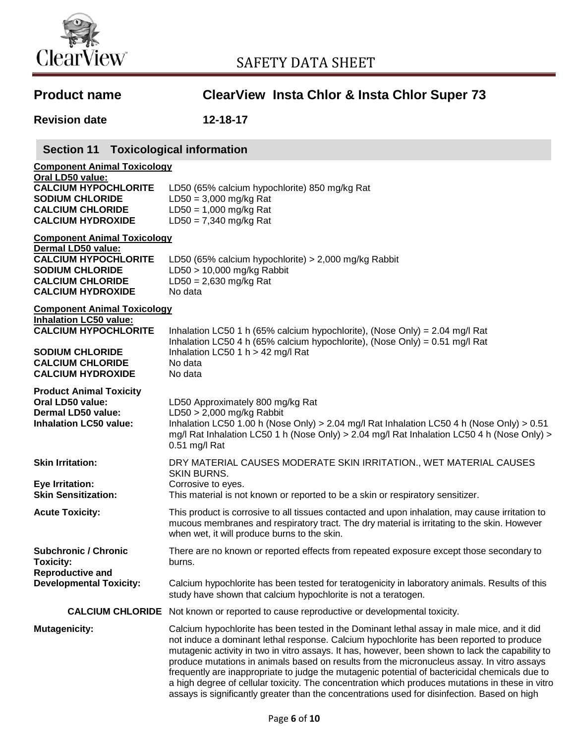**Product name** **ClearView Insta Chlor & Insta Chlor Super 73**

**Revision date** **12-18-17**

## Section 11 Toxicological information

**Component Animal Toxicology**
**Oral LD50 value:**

| | |
|---|---|
| **CALCIUM HYPOCHLORITE** | LD50 (65% calcium hypochlorite) 850 mg/kg Rat |
| **SODIUM CHLORIDE** | LD50 = 3,000 mg/kg Rat |
| **CALCIUM CHLORIDE** | LD50 = 1,000 mg/kg Rat |
| **CALCIUM HYDROXIDE** | LD50 = 7,340 mg/kg Rat |

**Component Animal Toxicology**
**Dermal LD50 value:**

| | |
|---|---|
| **CALCIUM HYPOCHLORITE** | LD50 (65% calcium hypochlorite) > 2,000 mg/kg Rabbit |
| **SODIUM CHLORIDE** | LD50 > 10,000 mg/kg Rabbit |
| **CALCIUM CHLORIDE** | LD50 = 2,630 mg/kg Rat |
| **CALCIUM HYDROXIDE** | No data |

**Component Animal Toxicology**
**Inhalation LC50 value:**

| | |
|---|---|
| **CALCIUM HYPOCHLORITE** | Inhalation LC50 1 h (65% calcium hypochlorite), (Nose Only) = 2.04 mg/l Rat<br>Inhalation LC50 4 h (65% calcium hypochlorite), (Nose Only) = 0.51 mg/l Rat |
| **SODIUM CHLORIDE** | Inhalation LC50 1 h > 42 mg/l Rat |
| **CALCIUM CHLORIDE** | No data |
| **CALCIUM HYDROXIDE** | No data |

**Product Animal Toxicity**

| | |
|---|---|
| **Oral LD50 value:** | LD50 Approximately 800 mg/kg Rat |
| **Dermal LD50 value:** | LD50 > 2,000 mg/kg Rabbit |
| **Inhalation LC50 value:** | Inhalation LC50 1.00 h (Nose Only) > 2.04 mg/l Rat Inhalation LC50 4 h (Nose Only) > 0.51 mg/l Rat Inhalation LC50 1 h (Nose Only) > 2.04 mg/l Rat Inhalation LC50 4 h (Nose Only) > 0.51 mg/l Rat |

**Skin Irritation:** DRY MATERIAL CAUSES MODERATE SKIN IRRITATION., WET MATERIAL CAUSES SKIN BURNS.

**Eye Irritation:** Corrosive to eyes.

**Skin Sensitization:** This material is not known or reported to be a skin or respiratory sensitizer.

**Acute Toxicity:** This product is corrosive to all tissues contacted and upon inhalation, may cause irritation to mucous membranes and respiratory tract. The dry material is irritating to the skin. However when wet, it will produce burns to the skin.

**Subchronic / Chronic Toxicity:** There are no known or reported effects from repeated exposure except those secondary to burns.

**Reproductive and Developmental Toxicity:** Calcium hypochlorite has been tested for teratogenicity in laboratory animals. Results of this study have shown that calcium hypochlorite is not a teratogen.

**CALCIUM CHLORIDE** Not known or reported to cause reproductive or developmental toxicity.

**Mutagenicity:** Calcium hypochlorite has been tested in the Dominant lethal assay in male mice, and it did not induce a dominant lethal response. Calcium hypochlorite has been reported to produce mutagenic activity in two in vitro assays. It has, however, been shown to lack the capability to produce mutations in animals based on results from the micronucleus assay. In vitro assays frequently are inappropriate to judge the mutagenic potential of bactericidal chemicals due to a high degree of cellular toxicity. The concentration which produces mutations in these in vitro assays is significantly greater than the concentrations used for disinfection. Based on high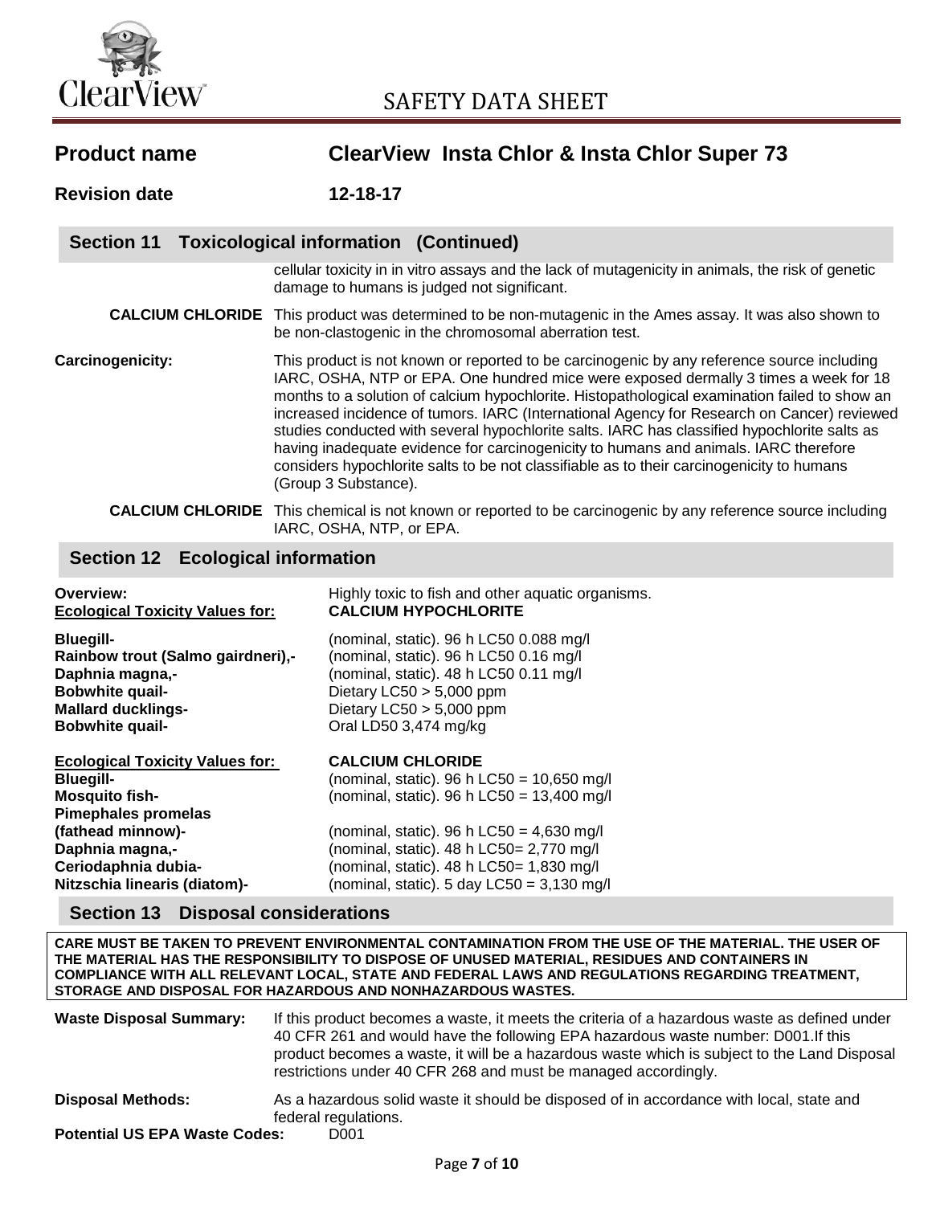**Product name** ClearView Insta Chlor & Insta Chlor Super 73

**Revision date** 12-18-17

## Section 11 Toxicological information (Continued)

cellular toxicity in in vitro assays and the lack of mutagenicity in animals, the risk of genetic damage to humans is judged not significant.

**CALCIUM CHLORIDE** This product was determined to be non-mutagenic in the Ames assay. It was also shown to be non-clastogenic in the chromosomal aberration test.

**Carcinogenicity:** This product is not known or reported to be carcinogenic by any reference source including IARC, OSHA, NTP or EPA. One hundred mice were exposed dermally 3 times a week for 18 months to a solution of calcium hypochlorite. Histopathological examination failed to show an increased incidence of tumors. IARC (International Agency for Research on Cancer) reviewed studies conducted with several hypochlorite salts. IARC has classified hypochlorite salts as having inadequate evidence for carcinogenicity to humans and animals. IARC therefore considers hypochlorite salts to be not classifiable as to their carcinogenicity to humans (Group 3 Substance).

**CALCIUM CHLORIDE** This chemical is not known or reported to be carcinogenic by any reference source including IARC, OSHA, NTP, or EPA.

## Section 12 Ecological information

**Overview:** Highly toxic to fish and other aquatic organisms.

| **Ecological Toxicity Values for:** | **CALCIUM HYPOCHLORITE** |
|---|---|
| **Bluegill-** | (nominal, static). 96 h LC50 0.088 mg/l |
| **Rainbow trout (Salmo gairdneri),-** | (nominal, static). 96 h LC50 0.16 mg/l |
| **Daphnia magna,-** | (nominal, static). 48 h LC50 0.11 mg/l |
| **Bobwhite quail-** | Dietary LC50 > 5,000 ppm |
| **Mallard ducklings-** | Dietary LC50 > 5,000 ppm |
| **Bobwhite quail-** | Oral LD50 3,474 mg/kg |

| **Ecological Toxicity Values for:** | **CALCIUM CHLORIDE** |
|---|---|
| **Bluegill-** | (nominal, static). 96 h LC50 = 10,650 mg/l |
| **Mosquito fish-** | (nominal, static). 96 h LC50 = 13,400 mg/l |
| **Pimephales promelas (fathead minnow)-** | (nominal, static). 96 h LC50 = 4,630 mg/l |
| **Daphnia magna,-** | (nominal, static). 48 h LC50= 2,770 mg/l |
| **Ceriodaphnia dubia-** | (nominal, static). 48 h LC50= 1,830 mg/l |
| **Nitzschia linearis (diatom)-** | (nominal, static). 5 day LC50 = 3,130 mg/l |

## Section 13 Disposal considerations

**CARE MUST BE TAKEN TO PREVENT ENVIRONMENTAL CONTAMINATION FROM THE USE OF THE MATERIAL. THE USER OF THE MATERIAL HAS THE RESPONSIBILITY TO DISPOSE OF UNUSED MATERIAL, RESIDUES AND CONTAINERS IN COMPLIANCE WITH ALL RELEVANT LOCAL, STATE AND FEDERAL LAWS AND REGULATIONS REGARDING TREATMENT, STORAGE AND DISPOSAL FOR HAZARDOUS AND NONHAZARDOUS WASTES.**

**Waste Disposal Summary:** If this product becomes a waste, it meets the criteria of a hazardous waste as defined under 40 CFR 261 and would have the following EPA hazardous waste number: D001.If this product becomes a waste, it will be a hazardous waste which is subject to the Land Disposal restrictions under 40 CFR 268 and must be managed accordingly.

**Disposal Methods:** As a hazardous solid waste it should be disposed of in accordance with local, state and federal regulations.

**Potential US EPA Waste Codes:** D001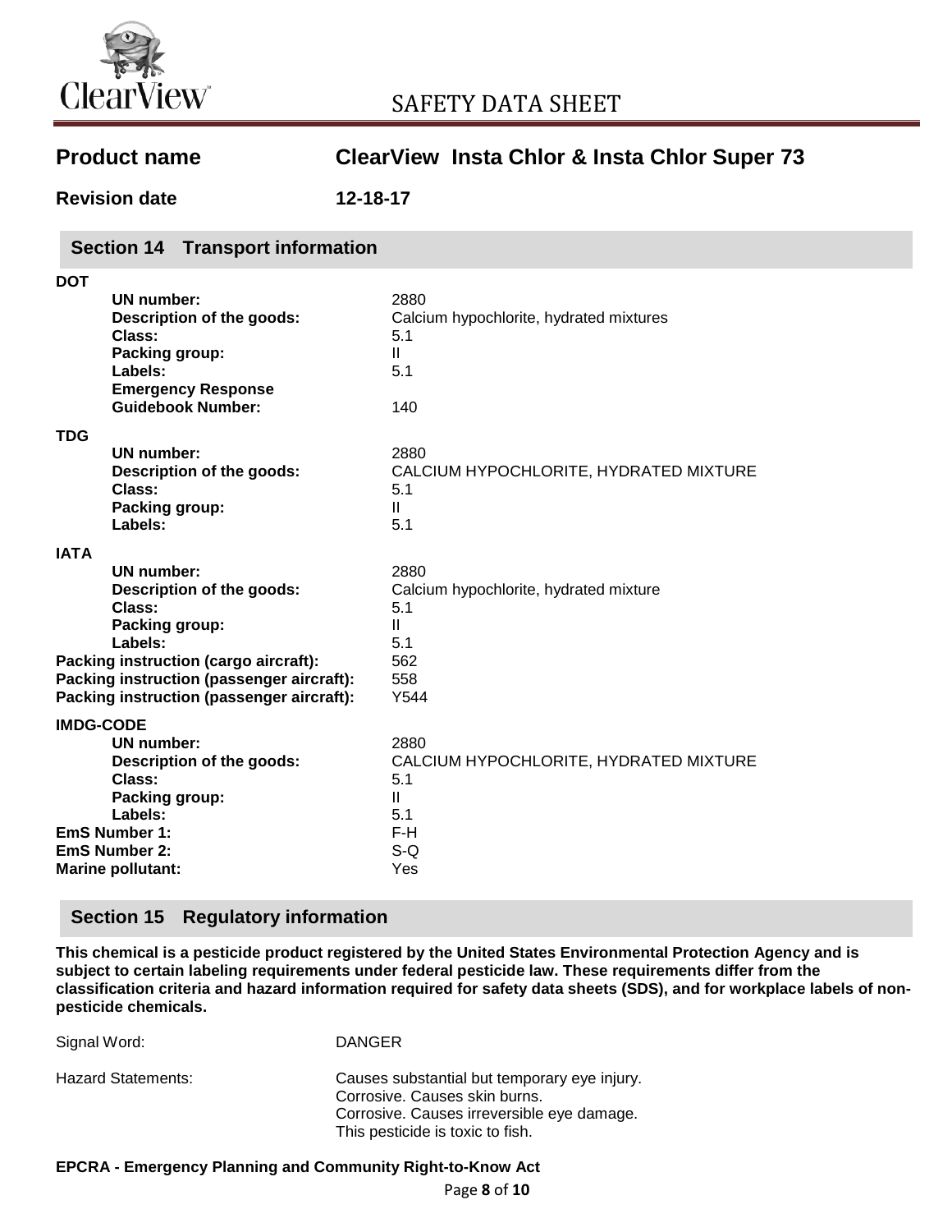# SAFETY DATA SHEET

**Product name** **ClearView Insta Chlor & Insta Chlor Super 73**

**Revision date** **12-18-17**

## Section 14 Transport information

**DOT**

| | |
|---|---|
| **UN number:** | 2880 |
| **Description of the goods:** | Calcium hypochlorite, hydrated mixtures |
| **Class:** | 5.1 |
| **Packing group:** | II |
| **Labels:** | 5.1 |
| **Emergency Response Guidebook Number:** | 140 |

**TDG**

| | |
|---|---|
| **UN number:** | 2880 |
| **Description of the goods:** | CALCIUM HYPOCHLORITE, HYDRATED MIXTURE |
| **Class:** | 5.1 |
| **Packing group:** | II |
| **Labels:** | 5.1 |

**IATA**

| | |
|---|---|
| **UN number:** | 2880 |
| **Description of the goods:** | Calcium hypochlorite, hydrated mixture |
| **Class:** | 5.1 |
| **Packing group:** | II |
| **Labels:** | 5.1 |
| **Packing instruction (cargo aircraft):** | 562 |
| **Packing instruction (passenger aircraft):** | 558 |
| **Packing instruction (passenger aircraft):** | Y544 |

**IMDG-CODE**

| | |
|---|---|
| **UN number:** | 2880 |
| **Description of the goods:** | CALCIUM HYPOCHLORITE, HYDRATED MIXTURE |
| **Class:** | 5.1 |
| **Packing group:** | II |
| **Labels:** | 5.1 |
| **EmS Number 1:** | F-H |
| **EmS Number 2:** | S-Q |
| **Marine pollutant:** | Yes |

## Section 15 Regulatory information

**This chemical is a pesticide product registered by the United States Environmental Protection Agency and is subject to certain labeling requirements under federal pesticide law. These requirements differ from the classification criteria and hazard information required for safety data sheets (SDS), and for workplace labels of non-pesticide chemicals.**

| | |
|---|---|
| Signal Word: | DANGER |
| Hazard Statements: | Causes substantial but temporary eye injury.<br>Corrosive. Causes skin burns.<br>Corrosive. Causes irreversible eye damage.<br>This pesticide is toxic to fish. |

**EPCRA - Emergency Planning and Community Right-to-Know Act**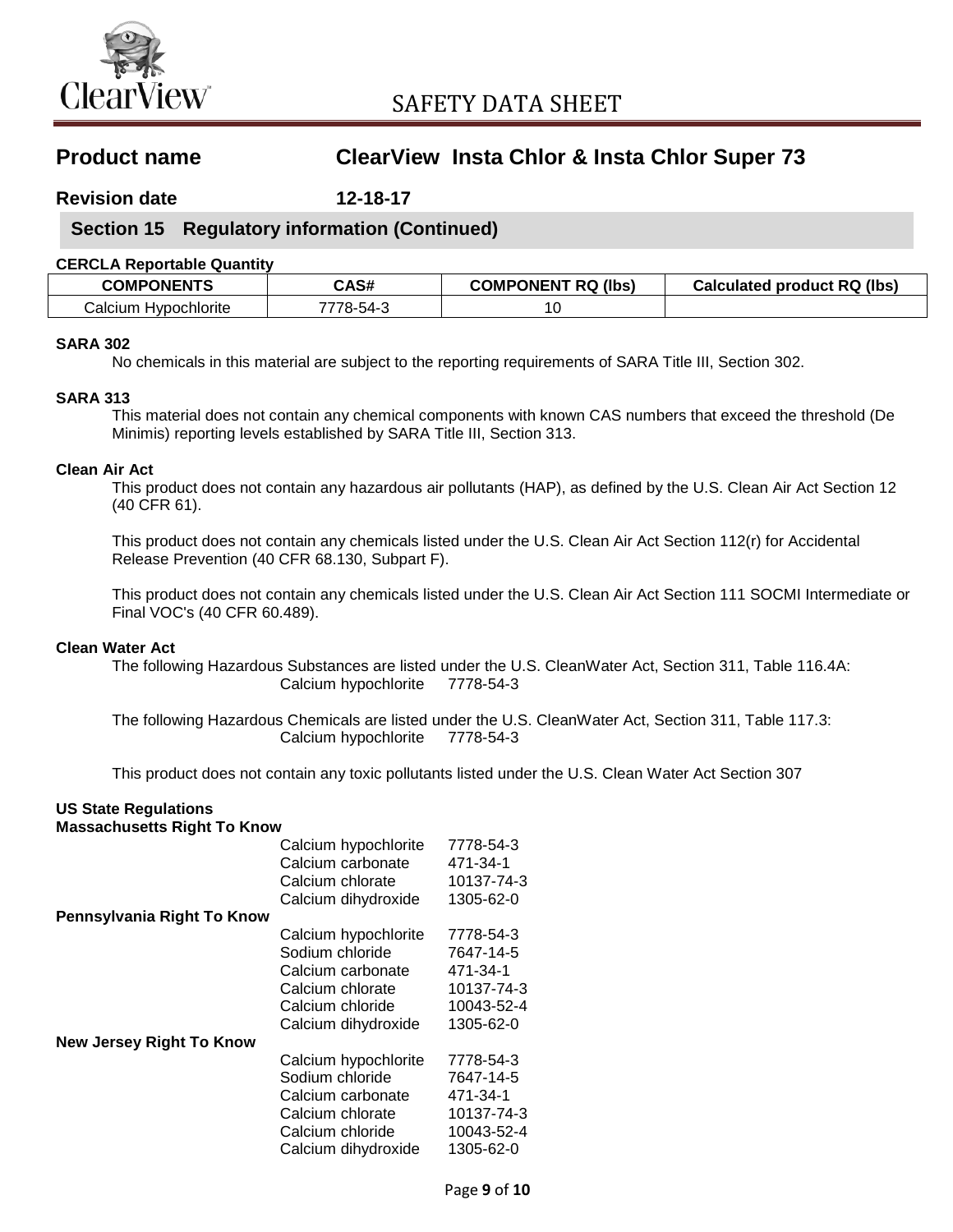# SAFETY DATA SHEET

**Product name** **ClearView Insta Chlor & Insta Chlor Super 73**

**Revision date** **12-18-17**

## Section 15 Regulatory information (Continued)

**CERCLA Reportable Quantity**

| COMPONENTS | CAS# | COMPONENT RQ (lbs) | Calculated product RQ (lbs) |
|---|---|---|---|
| Calcium Hypochlorite | 7778-54-3 | 10 | |

**SARA 302**

No chemicals in this material are subject to the reporting requirements of SARA Title III, Section 302.

**SARA 313**

This material does not contain any chemical components with known CAS numbers that exceed the threshold (De Minimis) reporting levels established by SARA Title III, Section 313.

**Clean Air Act**

This product does not contain any hazardous air pollutants (HAP), as defined by the U.S. Clean Air Act Section 12 (40 CFR 61).

This product does not contain any chemicals listed under the U.S. Clean Air Act Section 112(r) for Accidental Release Prevention (40 CFR 68.130, Subpart F).

This product does not contain any chemicals listed under the U.S. Clean Air Act Section 111 SOCMI Intermediate or Final VOC's (40 CFR 60.489).

**Clean Water Act**

The following Hazardous Substances are listed under the U.S. CleanWater Act, Section 311, Table 116.4A:
Calcium hypochlorite 7778-54-3

The following Hazardous Chemicals are listed under the U.S. CleanWater Act, Section 311, Table 117.3:
Calcium hypochlorite 7778-54-3

This product does not contain any toxic pollutants listed under the U.S. Clean Water Act Section 307

**US State Regulations**

**Massachusetts Right To Know**

| | |
|---|---|
| Calcium hypochlorite | 7778-54-3 |
| Calcium carbonate | 471-34-1 |
| Calcium chlorate | 10137-74-3 |
| Calcium dihydroxide | 1305-62-0 |

**Pennsylvania Right To Know**

| | |
|---|---|
| Calcium hypochlorite | 7778-54-3 |
| Sodium chloride | 7647-14-5 |
| Calcium carbonate | 471-34-1 |
| Calcium chlorate | 10137-74-3 |
| Calcium chloride | 10043-52-4 |
| Calcium dihydroxide | 1305-62-0 |

**New Jersey Right To Know**

| | |
|---|---|
| Calcium hypochlorite | 7778-54-3 |
| Sodium chloride | 7647-14-5 |
| Calcium carbonate | 471-34-1 |
| Calcium chlorate | 10137-74-3 |
| Calcium chloride | 10043-52-4 |
| Calcium dihydroxide | 1305-62-0 |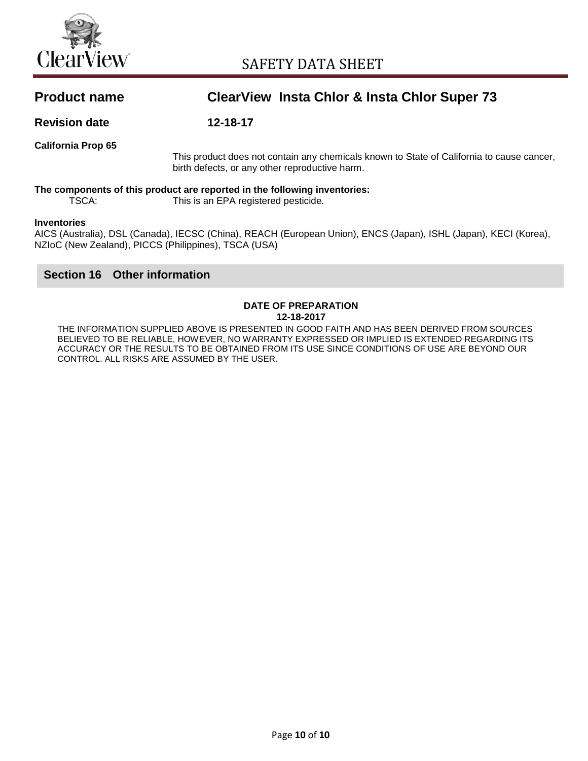# SAFETY DATA SHEET

**Product name** **ClearView Insta Chlor & Insta Chlor Super 73**

**Revision date** **12-18-17**

**California Prop 65**

This product does not contain any chemicals known to State of California to cause cancer, birth defects, or any other reproductive harm.

**The components of this product are reported in the following inventories:**

TSCA: This is an EPA registered pesticide.

**Inventories**

AICS (Australia), DSL (Canada), IECSC (China), REACH (European Union), ENCS (Japan), ISHL (Japan), KECI (Korea), NZIoC (New Zealand), PICCS (Philippines), TSCA (USA)

## Section 16 Other information

**DATE OF PREPARATION**
**12-18-2017**

THE INFORMATION SUPPLIED ABOVE IS PRESENTED IN GOOD FAITH AND HAS BEEN DERIVED FROM SOURCES BELIEVED TO BE RELIABLE, HOWEVER, NO WARRANTY EXPRESSED OR IMPLIED IS EXTENDED REGARDING ITS ACCURACY OR THE RESULTS TO BE OBTAINED FROM ITS USE SINCE CONDITIONS OF USE ARE BEYOND OUR CONTROL. ALL RISKS ARE ASSUMED BY THE USER.